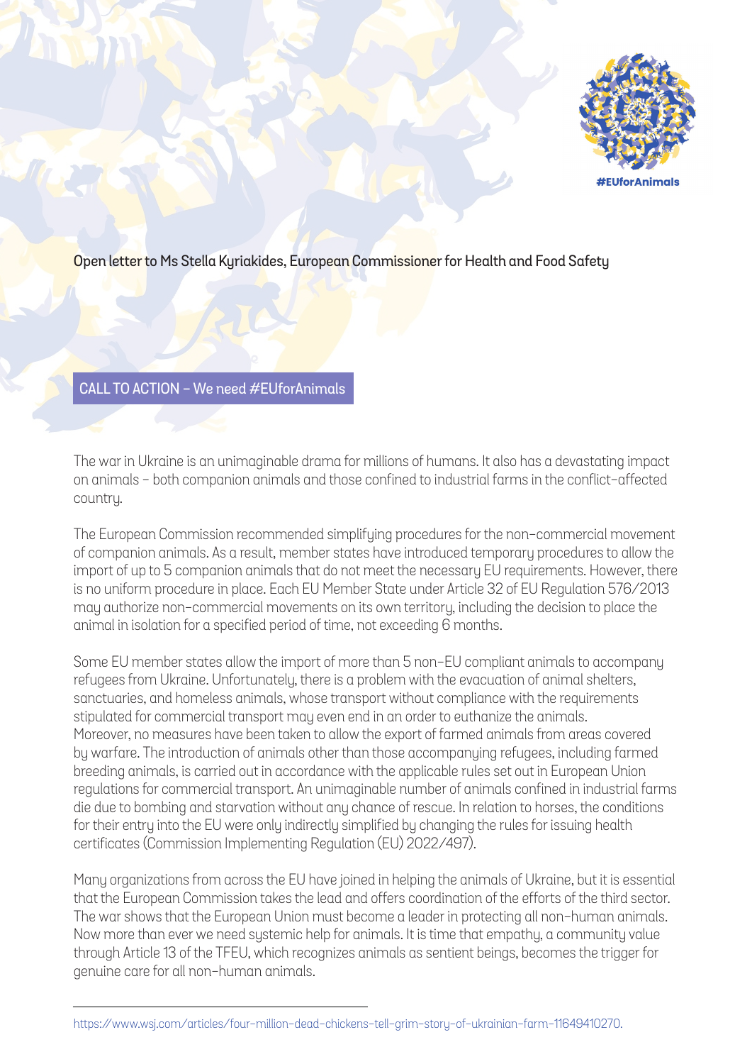#EUforAnimals

Open letter to Ms Stella Kyriakides, European Commissioner for Health and Food Safety

## CALL TO ACTION – We need #EUforAnimals

The war in Ukraine is an unimaginable drama for millions of humans. It also has a devastating impact on animals – both companion animals and those confined to industrial farms in the conflict-affected country.

The European Commission recommended simplifying procedures for the non-commercial movement of companion animals. As a result, member states have introduced temporary procedures to allow the import of up to 5 companion animals that do not meet the necessary EU requirements. However, there is no uniform procedure in place. Each EU Member State under Article 32 of EU Regulation 576/2013 may authorize non-commercial movements on its own territory, including the decision to place the animal in isolation for a specified period of time, not exceeding 6 months.

Some EU member states allow the import of more than 5 non-EU compliant animals to accompany refugees from Ukraine. Unfortunately, there is a problem with the evacuation of animal shelters, sanctuaries, and homeless animals, whose transport without compliance with the requirements stipulated for commercial transport may even end in an order to euthanize the animals. Moreover, no measures have been taken to allow the export of farmed animals from areas covered by warfare. The introduction of animals other than those accompanying refugees, including farmed breeding animals, is carried out in accordance with the applicable rules set out in European Union regulations for commercial transport. An unimaginable number of animals confined in industrial farms die due to bombing and starvation without any chance of rescue. In relation to horses, the conditions for their entry into the EU were only indirectly simplified by changing the rules for issuing health certificates (Commission Implementing Regulation (EU) 2022/497).

Many organizations from across the EU have joined in helping the animals of Ukraine, but it is essential that the European Commission takes the lead and offers coordination of the efforts of the third sector. The war shows that the European Union must become a leader in protecting all non-human animals. Now more than ever we need systemic help for animals. It is time that empathy, a community value through Article 13 of the TFEU, which recognizes animals as sentient beings, becomes the trigger for genuine care for all non-human animals.

---

https://www.wsj.com/articles/four-million-dead-chickens-tell-grim-story-of-ukrainian-farm-11649410270.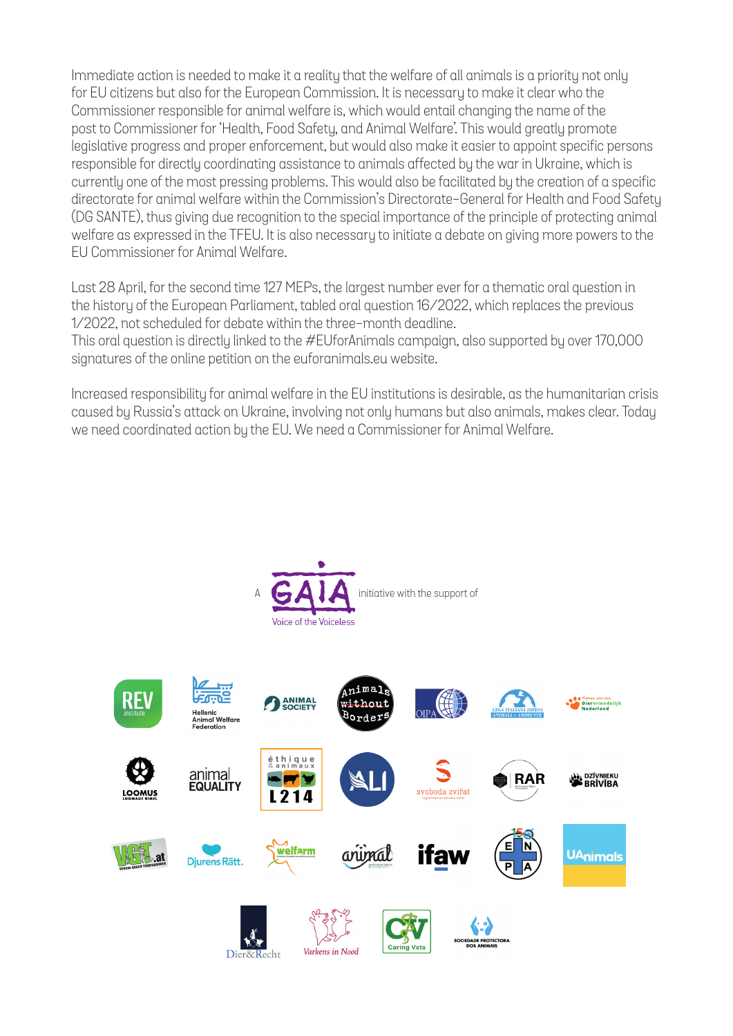Immediate action is needed to make it a reality that the welfare of all animals is a priority not only for EU citizens but also for the European Commission. It is necessary to make it clear who the Commissioner responsible for animal welfare is, which would entail changing the name of the post to Commissioner for 'Health, Food Safety, and Animal Welfare'. This would greatly promote legislative progress and proper enforcement, but would also make it easier to appoint specific persons responsible for directly coordinating assistance to animals affected by the war in Ukraine, which is currently one of the most pressing problems. This would also be facilitated by the creation of a specific directorate for animal welfare within the Commission's Directorate-General for Health and Food Safety (DG SANTE), thus giving due recognition to the special importance of the principle of protecting animal welfare as expressed in the TFEU. It is also necessary to initiate a debate on giving more powers to the EU Commissioner for Animal Welfare.

Last 28 April, for the second time 127 MEPs, the largest number ever for a thematic oral question in the history of the European Parliament, tabled oral question 16/2022, which replaces the previous 1/2022, not scheduled for debate within the three-month deadline.
This oral question is directly linked to the #EUforAnimals campaign, also supported by over 170,000 signatures of the online petition on the euforanimals.eu website.

Increased responsibility for animal welfare in the EU institutions is desirable, as the humanitarian crisis caused by Russia's attack on Ukraine, involving not only humans but also animals, makes clear. Today we need coordinated action by the EU. We need a Commissioner for Animal Welfare.

A GAIA Voice of the Voiceless initiative with the support of